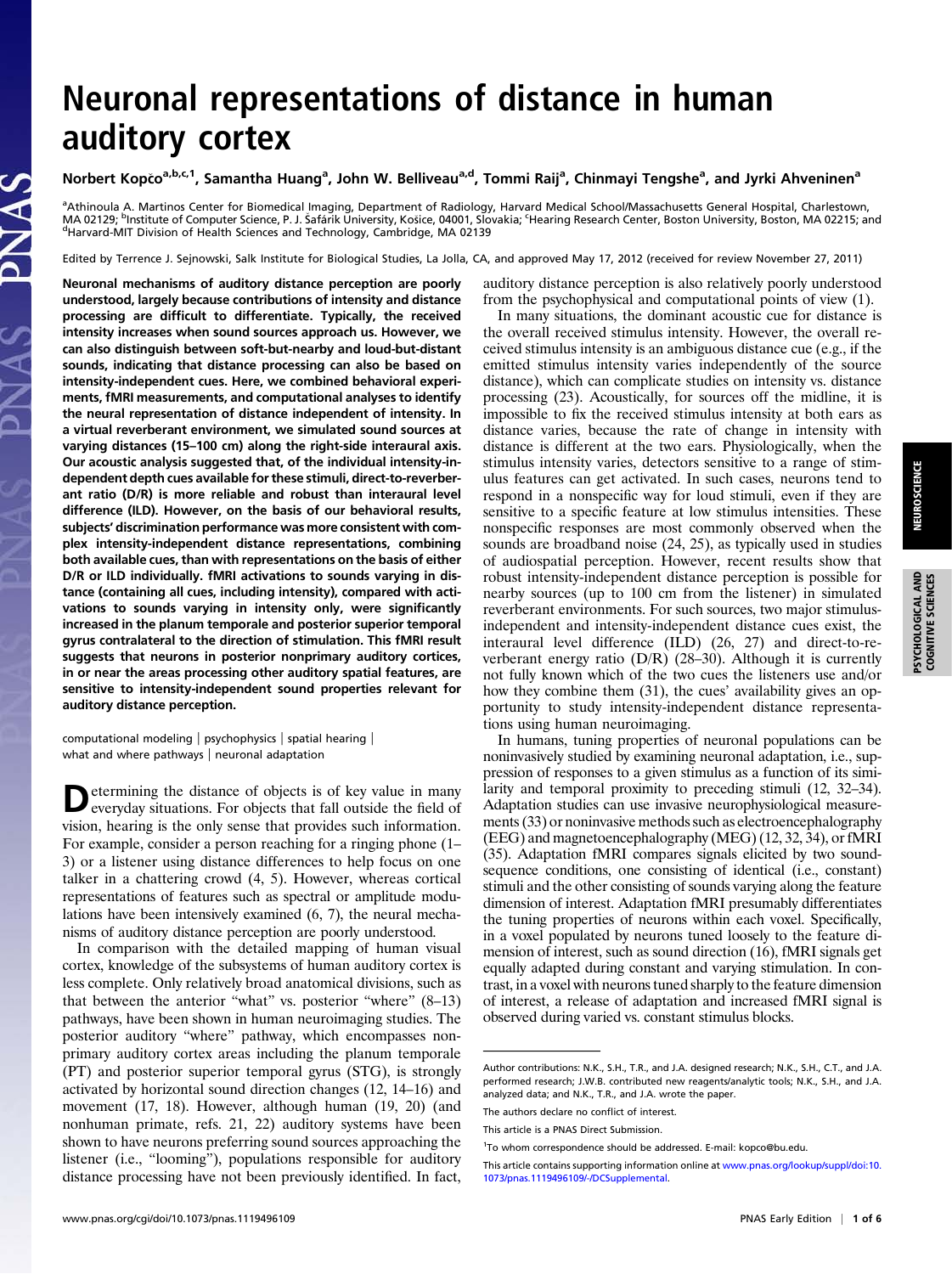# Neuronal representations of distance in human auditory cortex

Norbert Kopčo[a,b,c,1], Samantha Huang[a], John W. Belliveau[a,d], Tommi Raij[a], Chinmayi Tengshe[a], and Jyrki Ahveninen[a]

[a]Athinoula A. Martinos Center for Biomedical Imaging, Department of Radiology, Harvard Medical School/Massachusetts General Hospital, Charlestown, MA 02129; [b]Institute of Computer Science, P. J. Šafárik University, Košice, 04001, Slovakia; [c]Hearing Research Center, Boston University, Boston, MA 02215; and [d]Harvard-MIT Division of Health Sciences and Technology, Cambridge, MA 02139

Edited by Terrence J. Sejnowski, Salk Institute for Biological Studies, La Jolla, CA, and approved May 17, 2012 (received for review November 27, 2011)

**Neuronal mechanisms of auditory distance perception are poorly understood, largely because contributions of intensity and distance processing are difficult to differentiate. Typically, the received intensity increases when sound sources approach us. However, we can also distinguish between soft-but-nearby and loud-but-distant sounds, indicating that distance processing can also be based on intensity-independent cues. Here, we combined behavioral experiments, fMRI measurements, and computational analyses to identify the neural representation of distance independent of intensity. In a virtual reverberant environment, we simulated sound sources at varying distances (15–100 cm) along the right-side interaural axis. Our acoustic analysis suggested that, of the individual intensity-independent depth cues available for these stimuli, direct-to-reverberant ratio (D/R) is more reliable and robust than interaural level difference (ILD). However, on the basis of our behavioral results, subjects' discrimination performance was more consistent with complex intensity-independent distance representations, combining both available cues, than with representations on the basis of either D/R or ILD individually. fMRI activations to sounds varying in distance (containing all cues, including intensity), compared with activations to sounds varying in intensity only, were significantly increased in the planum temporale and posterior superior temporal gyrus contralateral to the direction of stimulation. This fMRI result suggests that neurons in posterior nonprimary auditory cortices, in or near the areas processing other auditory spatial features, are sensitive to intensity-independent sound properties relevant for auditory distance perception.**

computational modeling | psychophysics | spatial hearing | what and where pathways | neuronal adaptation

Determining the distance of objects is of key value in many everyday situations. For objects that fall outside the field of vision, hearing is the only sense that provides such information. For example, consider a person reaching for a ringing phone (1–3) or a listener using distance differences to help focus on one talker in a chattering crowd (4, 5). However, whereas cortical representations of features such as spectral or amplitude modulations have been intensively examined (6, 7), the neural mechanisms of auditory distance perception are poorly understood.

In comparison with the detailed mapping of human visual cortex, knowledge of the subsystems of human auditory cortex is less complete. Only relatively broad anatomical divisions, such as that between the anterior "what" vs. posterior "where" (8–13) pathways, have been shown in human neuroimaging studies. The posterior auditory "where" pathway, which encompasses nonprimary auditory cortex areas including the planum temporale (PT) and posterior superior temporal gyrus (STG), is strongly activated by horizontal sound direction changes (12, 14–16) and movement (17, 18). However, although human (19, 20) (and nonhuman primate, refs. 21, 22) auditory systems have been shown to have neurons preferring sound sources approaching the listener (i.e., "looming"), populations responsible for auditory distance processing have not been previously identified. In fact, auditory distance perception is also relatively poorly understood from the psychophysical and computational points of view (1).

In many situations, the dominant acoustic cue for distance is the overall received stimulus intensity. However, the overall received stimulus intensity is an ambiguous distance cue (e.g., if the emitted stimulus intensity varies independently of the source distance), which can complicate studies on intensity vs. distance processing (23). Acoustically, for sources off the midline, it is impossible to fix the received stimulus intensity at both ears as distance varies, because the rate of change in intensity with distance is different at the two ears. Physiologically, when the stimulus intensity varies, detectors sensitive to a range of stimulus features can get activated. In such cases, neurons tend to respond in a nonspecific way for loud stimuli, even if they are sensitive to a specific feature at low stimulus intensities. These nonspecific responses are most commonly observed when the sounds are broadband noise (24, 25), as typically used in studies of audiospatial perception. However, recent results show that robust intensity-independent distance perception is possible for nearby sources (up to 100 cm from the listener) in simulated reverberant environments. For such sources, two major stimulus-independent and intensity-independent distance cues exist, the interaural level difference (ILD) (26, 27) and direct-to-reverberant energy ratio (D/R) (28–30). Although it is currently not fully known which of the two cues the listeners use and/or how they combine them (31), the cues' availability gives an opportunity to study intensity-independent distance representations using human neuroimaging.

In humans, tuning properties of neuronal populations can be noninvasively studied by examining neuronal adaptation, i.e., suppression of responses to a given stimulus as a function of its similarity and temporal proximity to preceding stimuli (12, 32–34). Adaptation studies can use invasive neurophysiological measurements (33) or noninvasive methods such as electroencephalography (EEG) and magnetoencephalography (MEG) (12, 32, 34), or fMRI (35). Adaptation fMRI compares signals elicited by two sound-sequence conditions, one consisting of identical (i.e., constant) stimuli and the other consisting of sounds varying along the feature dimension of interest. Adaptation fMRI presumably differentiates the tuning properties of neurons within each voxel. Specifically, in a voxel populated by neurons tuned loosely to the feature dimension of interest, such as sound direction (16), fMRI signals get equally adapted during constant and varying stimulation. In contrast, in a voxel with neurons tuned sharply to the feature dimension of interest, a release of adaptation and increased fMRI signal is observed during varied vs. constant stimulus blocks.

Author contributions: N.K., S.H., T.R., and J.A. designed research; N.K., S.H., C.T., and J.A. performed research; J.W.B. contributed new reagents/analytic tools; N.K., S.H., and J.A. analyzed data; and N.K., T.R., and J.A. wrote the paper.

The authors declare no conflict of interest.

This article is a PNAS Direct Submission.

[1]To whom correspondence should be addressed. E-mail: kopco@bu.edu.

This article contains supporting information online at www.pnas.org/lookup/suppl/doi:10.1073/pnas.1119496109/-/DCSupplemental.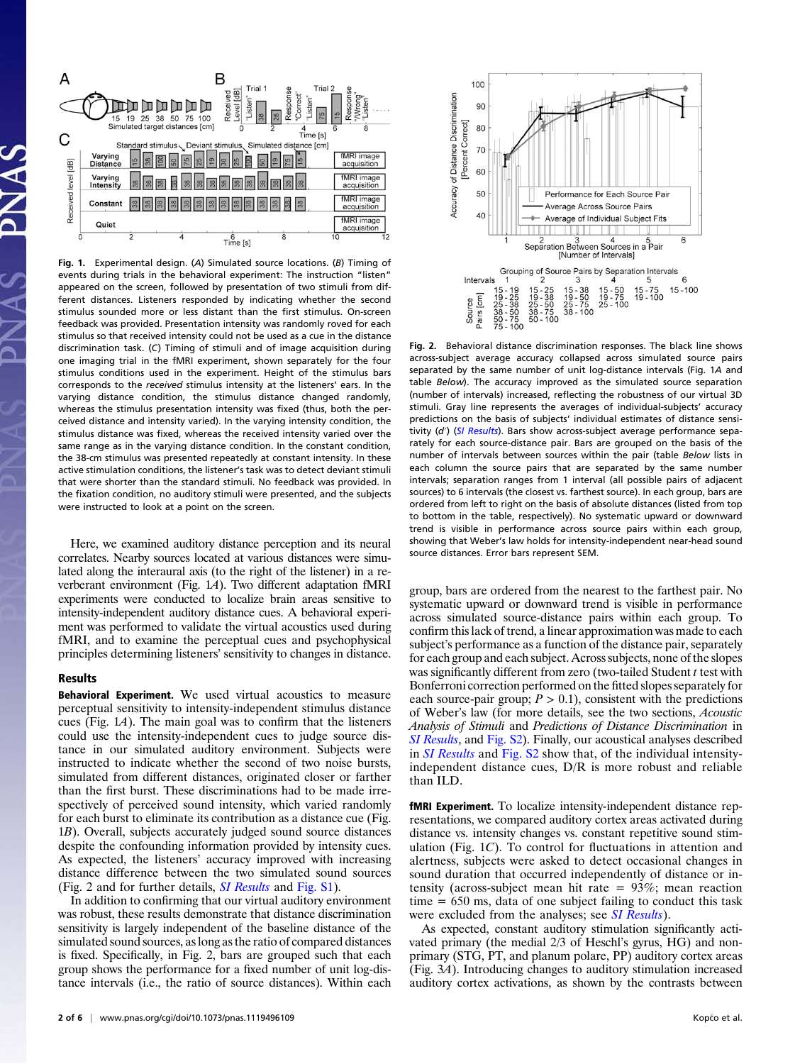Fig. 1. Experimental design. (A) Simulated source locations. (B) Timing of events during trials in the behavioral experiment: The instruction "listen" appeared on the screen, followed by presentation of two stimuli from different distances. Listeners responded by indicating whether the second stimulus sounded more or less distant than the first stimulus. On-screen feedback was provided. Presentation intensity was randomly roved for each stimulus so that received intensity could not be used as a cue in the distance discrimination task. (C) Timing of stimuli and of image acquisition during one imaging trial in the fMRI experiment, shown separately for the four stimulus conditions used in the experiment. Height of the stimulus bars corresponds to the *received* stimulus intensity at the listeners' ears. In the varying distance condition, the stimulus distance changed randomly, whereas the stimulus presentation intensity was fixed (thus, both the perceived distance and intensity varied). In the varying intensity condition, the stimulus distance was fixed, whereas the received intensity varied over the same range as in the varying distance condition. In the constant condition, the 38-cm stimulus was presented repeatedly at constant intensity. In these active stimulation conditions, the listener's task was to detect deviant stimuli that were shorter than the standard stimuli. No feedback was provided. In the fixation condition, no auditory stimuli were presented, and the subjects were instructed to look at a point on the screen.

Here, we examined auditory distance perception and its neural correlates. Nearby sources located at various distances were simulated along the interaural axis (to the right of the listener) in a reverberant environment (Fig. 1*A*). Two different adaptation fMRI experiments were conducted to localize brain areas sensitive to intensity-independent auditory distance cues. A behavioral experiment was performed to validate the virtual acoustics used during fMRI, and to examine the perceptual cues and psychophysical principles determining listeners' sensitivity to changes in distance.

## Results

**Behavioral Experiment.** We used virtual acoustics to measure perceptual sensitivity to intensity-independent stimulus distance cues (Fig. 1*A*). The main goal was to confirm that the listeners could use the intensity-independent cues to judge source distance in our simulated auditory environment. Subjects were instructed to indicate whether the second of two noise bursts, simulated from different distances, originated closer or farther than the first burst. These discriminations had to be made irrespectively of perceived sound intensity, which varied randomly for each burst to eliminate its contribution as a distance cue (Fig. 1*B*). Overall, subjects accurately judged sound source distances despite the confounding information provided by intensity cues. As expected, the listeners' accuracy improved with increasing distance difference between the two simulated sound sources (Fig. 2 and for further details, *SI Results* and Fig. S1).

In addition to confirming that our virtual auditory environment was robust, these results demonstrate that distance discrimination sensitivity is largely independent of the baseline distance of the simulated sound sources, as long as the ratio of compared distances is fixed. Specifically, in Fig. 2, bars are grouped such that each group shows the performance for a fixed number of unit log-distance intervals (i.e., the ratio of source distances). Within each group, bars are ordered from the nearest to the farthest pair. No systematic upward or downward trend is visible in performance across simulated source-distance pairs within each group. To confirm this lack of trend, a linear approximation was made to each subject's performance as a function of the distance pair, separately for each group and each subject. Across subjects, none of the slopes was significantly different from zero (two-tailed Student *t* test with Bonferroni correction performed on the fitted slopes separately for each source-pair group; $P > 0.1$), consistent with the predictions of Weber's law (for more details, see the two sections, *Acoustic Analysis of Stimuli* and *Predictions of Distance Discrimination* in *SI Results*, and Fig. S2). Finally, our acoustical analyses described in *SI Results* and Fig. S2 show that, of the individual intensity-independent distance cues, D/R is more robust and reliable than ILD.

Fig. 2. Behavioral distance discrimination responses. The black line shows across-subject average accuracy collapsed across simulated source pairs separated by the same number of unit log-distance intervals (Fig. 1*A* and table *Below*). The accuracy improved as the simulated source separation (number of intervals) increased, reflecting the robustness of our virtual 3D stimuli. Gray line represents the averages of individual-subjects' accuracy predictions on the basis of subjects' individual estimates of distance sensitivity (*d'*) (*SI Results*). Bars show across-subject average performance separately for each source-distance pair. Bars are grouped on the basis of the number of intervals between sources within the pair (table *Below* lists in each column the source pairs that are separated by the same number intervals; separation ranges from 1 interval (all possible pairs of adjacent sources) to 6 intervals (the closest vs. farthest source). In each group, bars are ordered from left to right on the basis of absolute distances (listed from top to bottom in the table, respectively). No systematic upward or downward trend is visible in performance across source pairs within each group, showing that Weber's law holds for intensity-independent near-head sound source distances. Error bars represent SEM.

**fMRI Experiment.** To localize intensity-independent distance representations, we compared auditory cortex areas activated during distance vs. intensity changes vs. constant repetitive sound stimulation (Fig. 1*C*). To control for fluctuations in attention and alertness, subjects were asked to detect occasional changes in sound duration that occurred independently of distance or intensity (across-subject mean hit rate = 93%; mean reaction time = 650 ms, data of one subject failing to conduct this task were excluded from the analyses; see *SI Results*).

As expected, constant auditory stimulation significantly activated primary (the medial 2/3 of Heschl's gyrus, HG) and nonprimary (STG, PT, and planum polare, PP) auditory cortex areas (Fig. 3*A*). Introducing changes to auditory stimulation increased auditory cortex activations, as shown by the contrasts between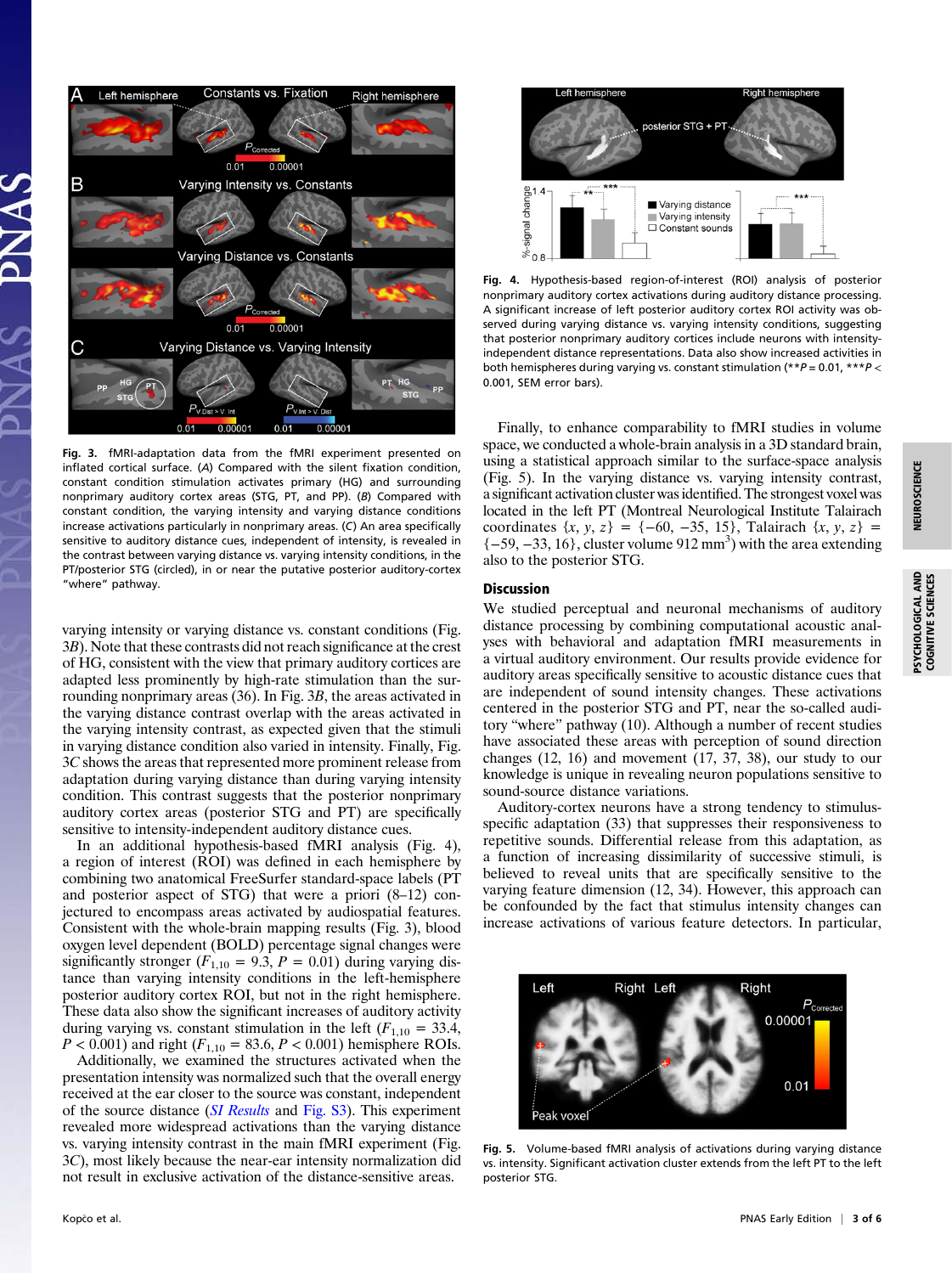Fig. 3. fMRI-adaptation data from the fMRI experiment presented on inflated cortical surface. (*A*) Compared with the silent fixation condition, constant condition stimulation activates primary (HG) and surrounding nonprimary auditory cortex areas (STG, PT, and PP). (*B*) Compared with constant condition, the varying intensity and varying distance conditions increase activation particularly in nonprimary areas. (*C*) An area specifically sensitive to auditory distance cues, independent of intensity, is revealed in the contrast between varying distance vs. varying intensity conditions, in the PT/posterior STG (circled), in or near the putative posterior auditory-cortex "where" pathway.

varying intensity or varying distance vs. constant conditions (Fig. 3*B*). Note that these contrasts did not reach significance at the crest of HG, consistent with the view that primary auditory cortices are adapted less prominently by high-rate stimulation than the surrounding nonprimary areas (36). In Fig. 3*B*, the areas activated in the varying distance contrast overlap with the areas activated in the varying intensity contrast, as expected given that the stimuli in varying distance condition also varied in intensity. Finally, Fig. 3*C* shows the areas that represented more prominent release from adaptation during varying distance than during varying intensity condition. This contrast suggests that the posterior nonprimary auditory cortex areas (posterior STG and PT) are specifically sensitive to intensity-independent auditory distance cues.

In an additional hypothesis-based fMRI analysis (Fig. 4), a region of interest (ROI) was defined in each hemisphere by combining two anatomical FreeSurfer standard-space labels (PT and posterior aspect of STG) that were a priori (8–12) conjectured to encompass areas activated by audiospatial features. Consistent with the whole-brain mapping results (Fig. 3), blood oxygen level dependent (BOLD) percentage signal changes were significantly stronger ($F_{1,10} = 9.3$, $P = 0.01$) during varying distance than varying intensity conditions in the left-hemisphere posterior auditory cortex ROI, but not in the right hemisphere. These data also show the significant increases of auditory activity during varying vs. constant stimulation in the left ($F_{1,10} = 33.4$, $P < 0.001$) and right ($F_{1,10} = 83.6$, $P < 0.001$) hemisphere ROIs.

Additionally, we examined the structures activated when the presentation intensity was normalized such that the overall energy received at the ear closer to the source was constant, independent of the source distance (*SI Results* and Fig. S3). This experiment revealed more widespread activations than the varying distance vs. varying intensity contrast in the main fMRI experiment (Fig. 3*C*), most likely because the near-ear intensity normalization did not result in exclusive activation of the distance-sensitive areas.

Fig. 4. Hypothesis-based region-of-interest (ROI) analysis of posterior nonprimary auditory cortex activations during auditory distance processing. A significant increase of left posterior auditory cortex ROI activity was observed during varying distance vs. varying intensity conditions, suggesting that posterior nonprimary auditory cortices include neurons with intensity-independent distance representations. Data also show increased activities in both hemispheres during varying vs. constant stimulation (**$P = 0.01$, ***$P < 0.001$, SEM error bars).

Finally, to enhance comparability to fMRI studies in volume space, we conducted a whole-brain analysis in a 3D standard brain, using a statistical approach similar to the surface-space analysis (Fig. 5). In the varying distance vs. varying intensity contrast, a significant activation cluster was identified. The strongest voxel was located in the left PT (Montreal Neurological Institute Talairach coordinates $\{x, y, z\} = \{-60, -35, 15\}$, Talairach $\{x, y, z\} = \{-59, -33, 16\}$, cluster volume 912 mm$^3$) with the area extending also to the posterior STG.

## Discussion

We studied perceptual and neuronal mechanisms of auditory distance processing by combining computational acoustic analyses with behavioral and adaptation fMRI measurements in a virtual auditory environment. Our results provide evidence for auditory areas specifically sensitive to acoustic distance cues that are independent of sound intensity changes. These activations centered in the posterior STG and PT, near the so-called auditory "where" pathway (10). Although a number of recent studies have associated these areas with perception of sound direction changes (12, 16) and movement (17, 37, 38), our study to our knowledge is unique in revealing neuron populations sensitive to sound-source distance variations.

Auditory-cortex neurons have a strong tendency to stimulus-specific adaptation (33) that suppresses their responsiveness to repetitive sounds. Differential release from this adaptation, as a function of increasing dissimilarity of successive stimuli, is believed to reveal units that are specifically sensitive to the varying feature dimension (12, 34). However, this approach can be confounded by the fact that stimulus intensity changes can increase activations of various feature detectors. In particular,

Fig. 5. Volume-based fMRI analysis of activations during varying distance vs. intensity. Significant activation cluster extends from the left PT to the left posterior STG.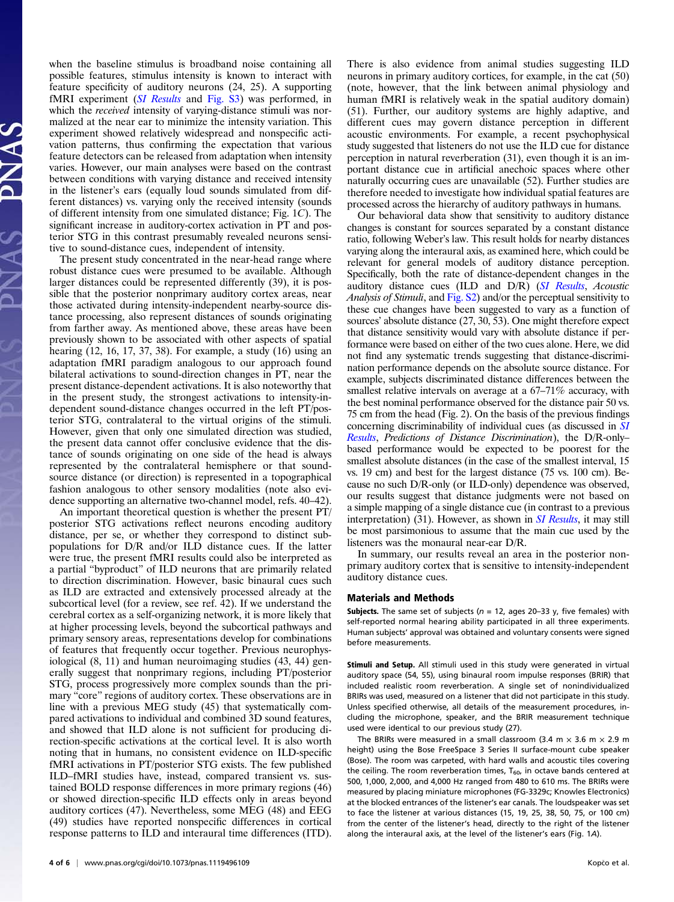when the baseline stimulus is broadband noise containing all possible features, stimulus intensity is known to interact with feature specificity of auditory neurons (24, 25). A supporting fMRI experiment (*SI Results* and Fig. S3) was performed, in which the *received* intensity of varying-distance stimuli was normalized at the near ear to minimize the intensity variation. This experiment showed relatively widespread and nonspecific activation patterns, thus confirming the expectation that various feature detectors can be released from adaptation when intensity varies. However, our main analyses were based on the contrast between conditions with varying distance and received intensity in the listener's ears (equally loud sounds simulated from different distances) vs. varying only the received intensity (sounds of different intensity from one simulated distance; Fig. 1*C*). The significant increase in auditory-cortex activation in PT and posterior STG in this contrast presumably revealed neurons sensitive to sound-distance cues, independent of intensity.

The present study concentrated in the near-head range where robust distance cues were presumed to be available. Although larger distances could be represented differently (39), it is possible that the posterior nonprimary auditory cortex areas, near those activated during intensity-independent nearby-source distance processing, also represent distances of sounds originating from farther away. As mentioned above, these areas have been previously shown to be associated with other aspects of spatial hearing (12, 16, 17, 37, 38). For example, a study (16) using an adaptation fMRI paradigm analogous to our approach found bilateral activations to sound-direction changes in PT, near the present distance-dependent activations. It is also noteworthy that in the present study, the strongest activations to intensity-independent sound-distance changes occurred in the left PT/posterior STG, contralateral to the virtual origins of the stimuli. However, given that only one simulated direction was studied, the present data cannot offer conclusive evidence that the distance of sounds originating from one side of the head is always represented by the contralateral hemisphere or that sound-source distance (or direction) is represented in a topographical fashion analogous to other sensory modalities (note also evidence supporting an alternative two-channel model, refs. 40–42).

An important theoretical question is whether the present PT/posterior STG activations reflect neurons encoding auditory distance, per se, or whether they correspond to distinct subpopulations for D/R and/or ILD distance cues. If the latter were true, the present fMRI results could also be interpreted as a partial "byproduct" of ILD neurons that are primarily related to direction discrimination. However, basic binaural cues such as ILD are extracted and extensively processed already at the subcortical level (for a review, see ref. 42). If we understand the cerebral cortex as a self-organizing network, it is more likely that at higher processing levels, beyond the subcortical pathways and primary sensory areas, representations develop for combinations of features that frequently occur together. Previous neurophysiological (8, 11) and human neuroimaging studies (43, 44) generally suggest that nonprimary regions, including PT/posterior STG, process progressively more complex sounds than the primary "core" regions of auditory cortex. These observations are in line with a previous MEG study (45) that systematically compared activations to individual and combined 3D sound features, and showed that ILD alone is not sufficient for producing direction-specific activations at the cortical level. It is also worth noting that in humans, no consistent evidence on ILD-specific fMRI activations in PT/posterior STG exists. The few published ILD–fMRI studies have, instead, compared transient vs. sustained BOLD response differences in more primary regions (46) or showed direction-specific ILD effects only in areas beyond auditory cortices (47). Nevertheless, some MEG (48) and EEG (49) studies have reported nonspecific differences in cortical response patterns to ILD and interaural time differences (ITD). There is also evidence from animal studies suggesting ILD neurons in primary auditory cortices, for example, in the cat (50) (note, however, that the link between animal physiology and human fMRI is relatively weak in the spatial auditory domain) (51). Further, our auditory systems are highly adaptive, and different cues may govern distance perception in different acoustic environments. For example, a recent psychophysical study suggested that listeners do not use the ILD cue for distance perception in natural reverberation (31), even though it is an important distance cue in artificial anechoic spaces where other naturally occurring cues are unavailable (52). Further studies are therefore needed to investigate how individual spatial features are processed across the hierarchy of auditory pathways in humans.

Our behavioral data show that sensitivity to auditory distance changes is constant for sources separated by a constant distance ratio, following Weber's law. This result holds for nearby distances varying along the interaural axis, as examined here, which could be relevant for general models of auditory distance perception. Specifically, both the rate of distance-dependent changes in the auditory distance cues (ILD and D/R) (*SI Results*, *Acoustic Analysis of Stimuli*, and Fig. S2) and/or the perceptual sensitivity to these cue changes have been suggested to vary as a function of sources' absolute distance (27, 30, 53). One might therefore expect that distance sensitivity would vary with absolute distance if performance were based on either of the two cues alone. Here, we did not find any systematic trends suggesting that distance-discrimination performance depends on the absolute source distance. For example, subjects discriminated distance differences between the smallest relative intervals on average at a 67–71% accuracy, with the best nominal performance observed for the distance pair 50 vs. 75 cm from the head (Fig. 2). On the basis of the previous findings concerning discriminability of individual cues (as discussed in *SI Results*, *Predictions of Distance Discrimination*), the D/R-only–based performance would be expected to be poorest for the smallest absolute distances (in the case of the smallest interval, 15 vs. 19 cm) and best for the largest distance (75 vs. 100 cm). Because no such D/R-only (or ILD-only) dependence was observed, our results suggest that distance judgments were not based on a simple mapping of a single distance cue (in contrast to a previous interpretation) (31). However, as shown in *SI Results*, it may still be most parsimonious to assume that the main cue used by the listeners was the monaural near-ear D/R.

In summary, our results reveal an area in the posterior nonprimary auditory cortex that is sensitive to intensity-independent auditory distance cues.

## Materials and Methods

**Subjects.** The same set of subjects ($n = 12$, ages 20–33 y, five females) with self-reported normal hearing ability participated in all three experiments. Human subjects' approval was obtained and voluntary consents were signed before measurements.

**Stimuli and Setup.** All stimuli used in this study were generated in virtual auditory space (54, 55), using binaural room impulse responses (BRIR) that included realistic room reverberation. A single set of nonindividualized BRIRs was used, measured on a listener that did not participate in this study. Unless specified otherwise, all details of the measurement procedures, including the microphone, speaker, and the BRIR measurement technique used were identical to our previous study (27).

The BRIRs were measured in a small classroom (3.4 m × 3.6 m × 2.9 m height) using the Bose FreeSpace 3 Series II surface-mount cube speaker (Bose). The room was carpeted, with hard walls and acoustic tiles covering the ceiling. The room reverberation times, $T_{60}$, in octave bands centered at 500, 1,000, 2,000, and 4,000 Hz ranged from 480 to 610 ms. The BRIRs were measured by placing miniature microphones (FG-3329c; Knowles Electronics) at the blocked entrances of the listener's ear canals. The loudspeaker was set to face the listener at various distances (15, 19, 25, 38, 50, 75, or 100 cm) from the center of the listener's head, directly to the right of the listener along the interaural axis, at the level of the listener's ears (Fig. 1*A*).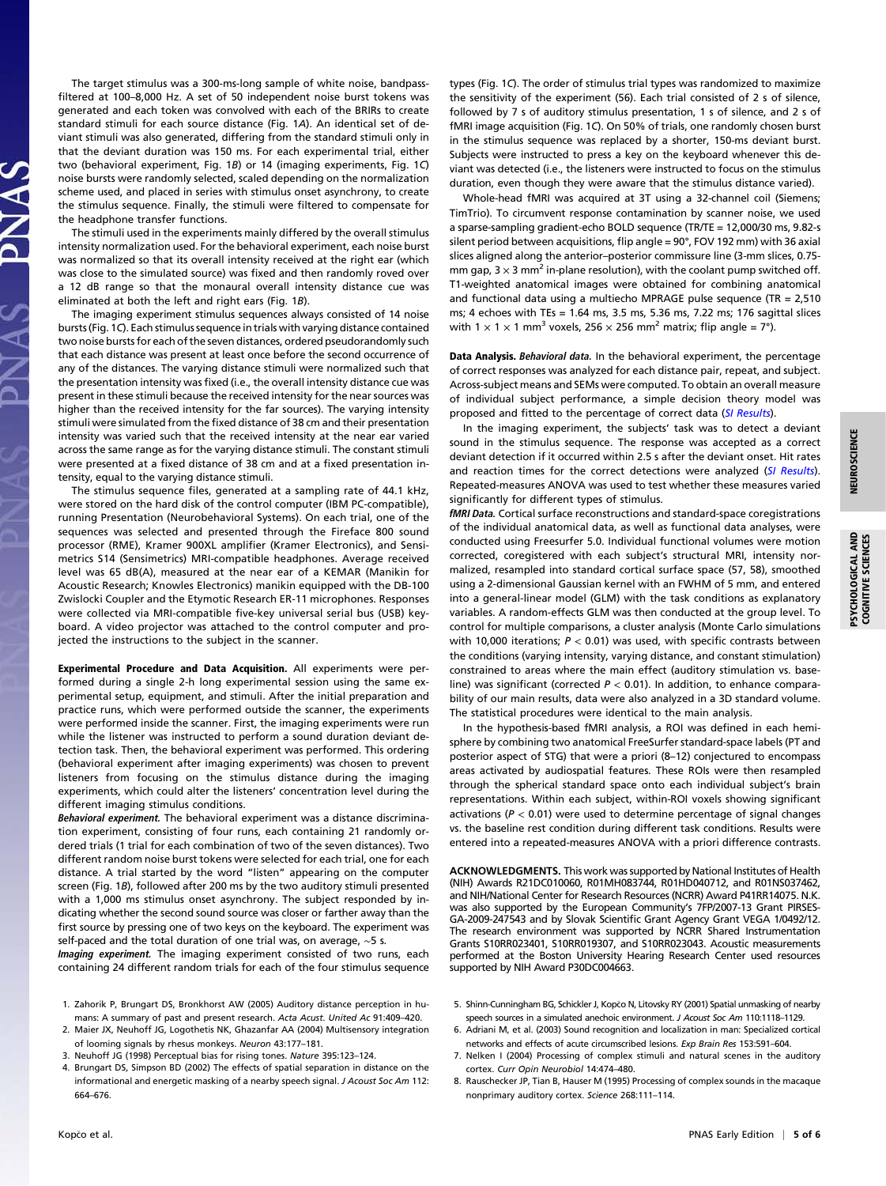The target stimulus was a 300-ms-long sample of white noise, bandpass-filtered at 100–8,000 Hz. A set of 50 independent noise burst tokens was generated and each token was convolved with each of the BRIRs to create standard stimuli for each source distance (Fig. 1*A*). An identical set of deviant stimuli was also generated, differing from the standard stimuli only in that the deviant duration was 150 ms. For each experimental trial, either two (behavioral experiment, Fig. 1*B*) or 14 (imaging experiments, Fig. 1*C*) noise bursts were randomly selected, scaled depending on the normalization scheme used, and placed in series with stimulus onset asynchrony, to create the stimulus sequence. Finally, the stimuli were filtered to compensate for the headphone transfer functions.

The stimuli used in the experiments mainly differed by the overall stimulus intensity normalization used. For the behavioral experiment, each noise burst was normalized so that its overall intensity received at the right ear (which was close to the simulated source) was fixed and then randomly roved over a 12 dB range so that the monaural overall intensity distance cue was eliminated at both the left and right ears (Fig. 1*B*).

The imaging experiment stimulus sequences always consisted of 14 noise bursts (Fig. 1*C*). Each stimulus sequence in trials with varying distance contained two noise bursts for each of the seven distances, ordered pseudorandomly such that each distance was present at least once before the second occurrence of any of the distances. The varying distance stimuli were normalized such that the presentation intensity was fixed (i.e., the overall intensity distance cue was present in these stimuli because the received intensity for the near sources was higher than the received intensity for the far sources). The varying intensity stimuli were simulated from the fixed distance of 38 cm and their presentation intensity was varied such that the received intensity at the near ear varied across the same range as for the varying distance stimuli. The constant stimuli were presented at a fixed distance of 38 cm and at a fixed presentation intensity, equal to the varying distance stimuli.

The stimulus sequence files, generated at a sampling rate of 44.1 kHz, were stored on the hard disk of the control computer (IBM PC-compatible), running Presentation (Neurobehavioral Systems). On each trial, one of the sequences was selected and presented through the Fireface 800 sound processor (RME), Kramer 900XL amplifier (Kramer Electronics), and Sensimetrics S14 (Sensimetrics) MRI-compatible headphones. Average received level was 65 dB(A), measured at the near ear of a KEMAR (Manikin for Acoustic Research; Knowles Electronics) manikin equipped with the DB-100 Zwislocki Coupler and the Etymotic Research ER-11 microphones. Responses were collected via MRI-compatible five-key universal serial bus (USB) keyboard. A video projector was attached to the control computer and projected the instructions to the subject in the scanner.

**Experimental Procedure and Data Acquisition.** All experiments were performed during a single 2-h long experimental session using the same experimental setup, equipment, and stimuli. After the initial preparation and practice runs, which were performed outside the scanner, the experiments were performed inside the scanner. First, the imaging experiments were run while the listener was instructed to perform a sound duration deviant detection task. Then, the behavioral experiment was performed. This ordering (behavioral experiment after imaging experiments) was chosen to prevent listeners from focusing on the stimulus distance during the imaging experiments, which could alter the listeners' concentration level during the different imaging stimulus conditions.

***Behavioral experiment.*** The behavioral experiment was a distance discrimination experiment, consisting of four runs, each containing 21 randomly ordered trials (1 trial for each combination of two of the seven distances). Two different random noise burst tokens were selected for each trial, one for each distance. A trial started by the word "listen" appearing on the computer screen (Fig. 1*B*), followed after 200 ms by the two auditory stimuli presented with a 1,000 ms stimulus onset asynchrony. The subject responded by indicating whether the second sound source was closer or farther away than the first source by pressing one of two keys on the keyboard. The experiment was self-paced and the total duration of one trial was, on average, ~5 s.

***Imaging experiment.*** The imaging experiment consisted of two runs, each containing 24 different random trials for each of the four stimulus sequence types (Fig. 1*C*). The order of stimulus trial types was randomized to maximize the sensitivity of the experiment (56). Each trial consisted of 2 s of silence, followed by 7 s of auditory stimulus presentation, 1 s of silence, and 2 s of fMRI image acquisition (Fig. 1*C*). On 50% of trials, one randomly chosen burst in the stimulus sequence was replaced by a shorter, 150-ms deviant burst. Subjects were instructed to press a key on the keyboard whenever this deviant was detected (i.e., the listeners were instructed to focus on the stimulus duration, even though they were aware that the stimulus distance varied).

Whole-head fMRI was acquired at 3T using a 32-channel coil (Siemens; TimTrio). To circumvent response contamination by scanner noise, we used a sparse-sampling gradient-echo BOLD sequence (TR/TE = 12,000/30 ms, 9.82-s silent period between acquisitions, flip angle = 90°, FOV 192 mm) with 36 axial slices aligned along the anterior–posterior commissure line (3-mm slices, 0.75-mm gap, $3 \times 3$ mm$^2$ in-plane resolution), with the coolant pump switched off. T1-weighted anatomical images were obtained for combining anatomical and functional data using a multiecho MPRAGE pulse sequence (TR = 2,510 ms; 4 echoes with TEs = 1.64 ms, 3.5 ms, 5.36 ms, 7.22 ms; 176 sagittal slices with $1 \times 1 \times 1$ mm$^3$ voxels, $256 \times 256$ mm$^2$ matrix; flip angle = 7°).

**Data Analysis.** ***Behavioral data.*** In the behavioral experiment, the percentage of correct responses was analyzed for each distance pair, repeat, and subject. Across-subject means and SEMs were computed. To obtain an overall measure of individual subject performance, a simple decision theory model was proposed and fitted to the percentage of correct data (*SI Results*).

In the imaging experiment, the subjects' task was to detect a deviant sound in the stimulus sequence. The response was accepted as a correct deviant detection if it occurred within 2.5 s after the deviant onset. Hit rates and reaction times for the correct detections were analyzed (*SI Results*). Repeated-measures ANOVA was used to test whether these measures varied significantly for different types of stimulus.

***fMRI Data.*** Cortical surface reconstructions and standard-space coregistrations of the individual anatomical data, as well as functional data analyses, were conducted using Freesurfer 5.0. Individual functional volumes were motion corrected, coregistered with each subject's structural MRI, intensity normalized, resampled into standard cortical surface space (57, 58), smoothed using a 2-dimensional Gaussian kernel with an FWHM of 5 mm, and entered into a general-linear model (GLM) with the task conditions as explanatory variables. A random-effects GLM was then conducted at the group level. To control for multiple comparisons, a cluster analysis (Monte Carlo simulations with 10,000 iterations; $P < 0.01$) was used, with specific contrasts between the conditions (varying intensity, varying distance, and constant stimulation) constrained to areas where the main effect (auditory stimulation vs. baseline) was significant (corrected $P < 0.01$). In addition, to enhance comparability of our main results, data were also analyzed in a 3D standard volume. The statistical procedures were identical to the main analysis.

In the hypothesis-based fMRI analysis, a ROI was defined in each hemisphere by combining two anatomical FreeSurfer standard-space labels (PT and posterior aspect of STG) that were a priori (8–12) conjectured to encompass areas activated by audiospatial features. These ROIs were then resampled through the spherical standard space onto each individual subject's brain representations. Within each subject, within-ROI voxels showing significant activations ($P < 0.01$) were used to determine percentage of signal changes vs. the baseline rest condition during different task conditions. Results were entered into a repeated-measures ANOVA with a priori difference contrasts.

**ACKNOWLEDGMENTS.** This work was supported by National Institutes of Health (NIH) Awards R21DC010060, R01MH083744, R01HD040712, and R01NS037462, and NIH/National Center for Research Resources (NCRR) Award P41RR14075. N.K. was also supported by the European Community's 7FP/2007-13 Grant PIRSES-GA-2009-247543 and by Slovak Scientific Grant Agency Grant VEGA 1/0492/12. The research environment was supported by NCRR Shared Instrumentation Grants S10RR023401, S10RR019307, and S10RR023043. Acoustic measurements performed at the Boston University Hearing Research Center used resources supported by NIH Award P30DC004663.

1. Zahorik P, Brungart DS, Bronkhorst AW (2005) Auditory distance perception in humans: A summary of past and present research. *Acta Acust. United Ac* 91:409–420.
2. Maier JX, Neuhoff JG, Logothetis NK, Ghazanfar AA (2004) Multisensory integration of looming signals by rhesus monkeys. *Neuron* 43:177–181.
3. Neuhoff JG (1998) Perceptual bias for rising tones. *Nature* 395:123–124.
4. Brungart DS, Simpson BD (2002) The effects of spatial separation in distance on the informational and energetic masking of a nearby speech signal. *J Acoust Soc Am* 112: 664–676.
5. Shinn-Cunningham BG, Schickler J, Kopčo N, Litovsky RY (2001) Spatial unmasking of nearby speech sources in a simulated anechoic environment. *J Acoust Soc Am* 110:1118–1129.
6. Adriani M, et al. (2003) Sound recognition and localization in man: Specialized cortical networks and effects of acute circumscribed lesions. *Exp Brain Res* 153:591–604.
7. Nelken I (2004) Processing of complex stimuli and natural scenes in the auditory cortex. *Curr Opin Neurobiol* 14:474–480.
8. Rauschecker JP, Tian B, Hauser M (1995) Processing of complex sounds in the macaque nonprimary auditory cortex. *Science* 268:111–114.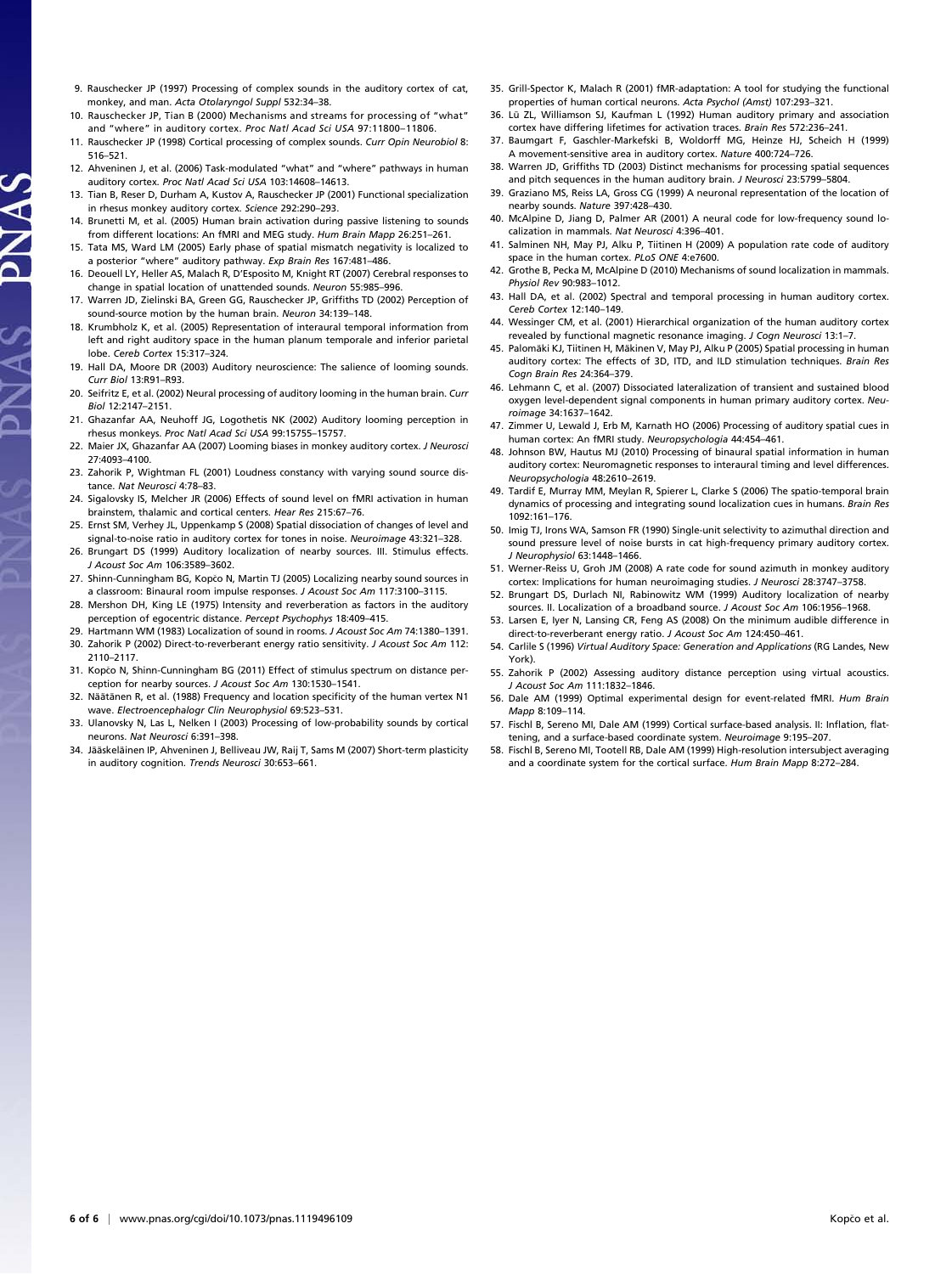9. Rauschecker JP (1997) Processing of complex sounds in the auditory cortex of cat, monkey, and man. *Acta Otolaryngol Suppl* 532:34–38.
10. Rauschecker JP, Tian B (2000) Mechanisms and streams for processing of "what" and "where" in auditory cortex. *Proc Natl Acad Sci USA* 97:11800–11806.
11. Rauschecker JP (1998) Cortical processing of complex sounds. *Curr Opin Neurobiol* 8: 516–521.
12. Ahveninen J, et al. (2006) Task-modulated "what" and "where" pathways in human auditory cortex. *Proc Natl Acad Sci USA* 103:14608–14613.
13. Tian B, Reser D, Durham A, Kustov A, Rauschecker JP (2001) Functional specialization in rhesus monkey auditory cortex. *Science* 292:290–293.
14. Brunetti M, et al. (2005) Human brain activation during passive listening to sounds from different locations: An fMRI and MEG study. *Hum Brain Mapp* 26:251–261.
15. Tata MS, Ward LM (2005) Early phase of spatial mismatch negativity is localized to a posterior "where" auditory pathway. *Exp Brain Res* 167:481–486.
16. Deouell LY, Heller AS, Malach R, D'Esposito M, Knight RT (2007) Cerebral responses to change in spatial location of unattended sounds. *Neuron* 55:985–996.
17. Warren JD, Zielinski BA, Green GG, Rauschecker JP, Griffiths TD (2002) Perception of sound-source motion by the human brain. *Neuron* 34:139–148.
18. Krumbholz K, et al. (2005) Representation of interaural temporal information from left and right auditory space in the human planum temporale and inferior parietal lobe. *Cereb Cortex* 15:317–324.
19. Hall DA, Moore DR (2003) Auditory neuroscience: The salience of looming sounds. *Curr Biol* 13:R91–R93.
20. Seifritz E, et al. (2002) Neural processing of auditory looming in the human brain. *Curr Biol* 12:2147–2151.
21. Ghazanfar AA, Neuhoff JG, Logothetis NK (2002) Auditory looming perception in rhesus monkeys. *Proc Natl Acad Sci USA* 99:15755–15757.
22. Maier JX, Ghazanfar AA (2007) Looming biases in monkey auditory cortex. *J Neurosci* 27:4093–4100.
23. Zahorik P, Wightman FL (2001) Loudness constancy with varying sound source distance. *Nat Neurosci* 4:78–83.
24. Sigalovsky IS, Melcher JR (2006) Effects of sound level on fMRI activation in human brainstem, thalamic and cortical centers. *Hear Res* 215:67–76.
25. Ernst SM, Verhey JL, Uppenkamp S (2008) Spatial dissociation of changes of level and signal-to-noise ratio in auditory cortex for tones in noise. *Neuroimage* 43:321–328.
26. Brungart DS (1999) Auditory localization of nearby sources. III. Stimulus effects. *J Acoust Soc Am* 106:3589–3602.
27. Shinn-Cunningham BG, Kopčo N, Martin TJ (2005) Localizing nearby sound sources in a classroom: Binaural room impulse responses. *J Acoust Soc Am* 117:3100–3115.
28. Mershon DH, King LE (1975) Intensity and reverberation as factors in the auditory perception of egocentric distance. *Percept Psychophys* 18:409–415.
29. Hartmann WM (1983) Localization of sound in rooms. *J Acoust Soc Am* 74:1380–1391.
30. Zahorik P (2002) Direct-to-reverberant energy ratio sensitivity. *J Acoust Soc Am* 112: 2110–2117.
31. Kopčo N, Shinn-Cunningham BG (2011) Effect of stimulus spectrum on distance perception for nearby sources. *J Acoust Soc Am* 130:1530–1541.
32. Näätänen R, et al. (1988) Frequency and location specificity of the human vertex N1 wave. *Electroencephalogr Clin Neurophysiol* 69:523–531.
33. Ulanovsky N, Las L, Nelken I (2003) Processing of low-probability sounds by cortical neurons. *Nat Neurosci* 6:391–398.
34. Jääskeläinen IP, Ahveninen J, Belliveau JW, Raij T, Sams M (2007) Short-term plasticity in auditory cognition. *Trends Neurosci* 30:653–661.
35. Grill-Spector K, Malach R (2001) fMR-adaptation: A tool for studying the functional properties of human cortical neurons. *Acta Psychol (Amst)* 107:293–321.
36. Lü ZL, Williamson SJ, Kaufman L (1992) Human auditory primary and association cortex have differing lifetimes for activation traces. *Brain Res* 572:236–241.
37. Baumgart F, Gaschler-Markefski B, Woldorff MG, Heinze HJ, Scheich H (1999) A movement-sensitive area in auditory cortex. *Nature* 400:724–726.
38. Warren JD, Griffiths TD (2003) Distinct mechanisms for processing spatial sequences and pitch sequences in the human auditory brain. *J Neurosci* 23:5799–5804.
39. Graziano MS, Reiss LA, Gross CG (1999) A neuronal representation of the location of nearby sounds. *Nature* 397:428–430.
40. McAlpine D, Jiang D, Palmer AR (2001) A neural code for low-frequency sound localization in mammals. *Nat Neurosci* 4:396–401.
41. Salminen NH, May PJ, Alku P, Tiitinen H (2009) A population rate code of auditory space in the human cortex. *PLoS ONE* 4:e7600.
42. Grothe B, Pecka M, McAlpine D (2010) Mechanisms of sound localization in mammals. *Physiol Rev* 90:983–1012.
43. Hall DA, et al. (2002) Spectral and temporal processing in human auditory cortex. *Cereb Cortex* 12:140–149.
44. Wessinger CM, et al. (2001) Hierarchical organization of the human auditory cortex revealed by functional magnetic resonance imaging. *J Cogn Neurosci* 13:1–7.
45. Palomäki KJ, Tiitinen H, Mäkinen V, May PJ, Alku P (2005) Spatial processing in human auditory cortex: The effects of 3D, ITD, and ILD stimulation techniques. *Brain Res Cogn Brain Res* 24:364–379.
46. Lehmann C, et al. (2007) Dissociated lateralization of transient and sustained blood oxygen level-dependent signal components in human primary auditory cortex. *Neuroimage* 34:1637–1642.
47. Zimmer U, Lewald J, Erb M, Karnath HO (2006) Processing of auditory spatial cues in human cortex: An fMRI study. *Neuropsychologia* 44:454–461.
48. Johnson BW, Hautus MJ (2010) Processing of binaural spatial information in human auditory cortex: Neuromagnetic responses to interaural timing and level differences. *Neuropsychologia* 48:2610–2619.
49. Tardif E, Murray MM, Meylan R, Spierer L, Clarke S (2006) The spatio-temporal brain dynamics of processing and integrating sound localization cues in humans. *Brain Res* 1092:161–176.
50. Imig TJ, Irons WA, Samson FR (1990) Single-unit selectivity to azimuthal direction and sound pressure level of noise bursts in cat high-frequency primary auditory cortex. *J Neurophysiol* 63:1448–1466.
51. Werner-Reiss U, Groh JM (2008) A rate code for sound azimuth in monkey auditory cortex: Implications for human neuroimaging studies. *J Neurosci* 28:3747–3758.
52. Brungart DS, Durlach NI, Rabinowitz WM (1999) Auditory localization of nearby sources. II. Localization of a broadband source. *J Acoust Soc Am* 106:1956–1968.
53. Larsen E, Iyer N, Lansing CR, Feng AS (2008) On the minimum audible difference in direct-to-reverberant energy ratio. *J Acoust Soc Am* 124:450–461.
54. Carlile S (1996) *Virtual Auditory Space: Generation and Applications* (RG Landes, New York).
55. Zahorik P (2002) Assessing auditory distance perception using virtual acoustics. *J Acoust Soc Am* 111:1832–1846.
56. Dale AM (1999) Optimal experimental design for event-related fMRI. *Hum Brain Mapp* 8:109–114.
57. Fischl B, Sereno MI, Dale AM (1999) Cortical surface-based analysis. II: Inflation, flattening, and a surface-based coordinate system. *Neuroimage* 9:195–207.
58. Fischl B, Sereno MI, Tootell RB, Dale AM (1999) High-resolution intersubject averaging and a coordinate system for the cortical surface. *Hum Brain Mapp* 8:272–284.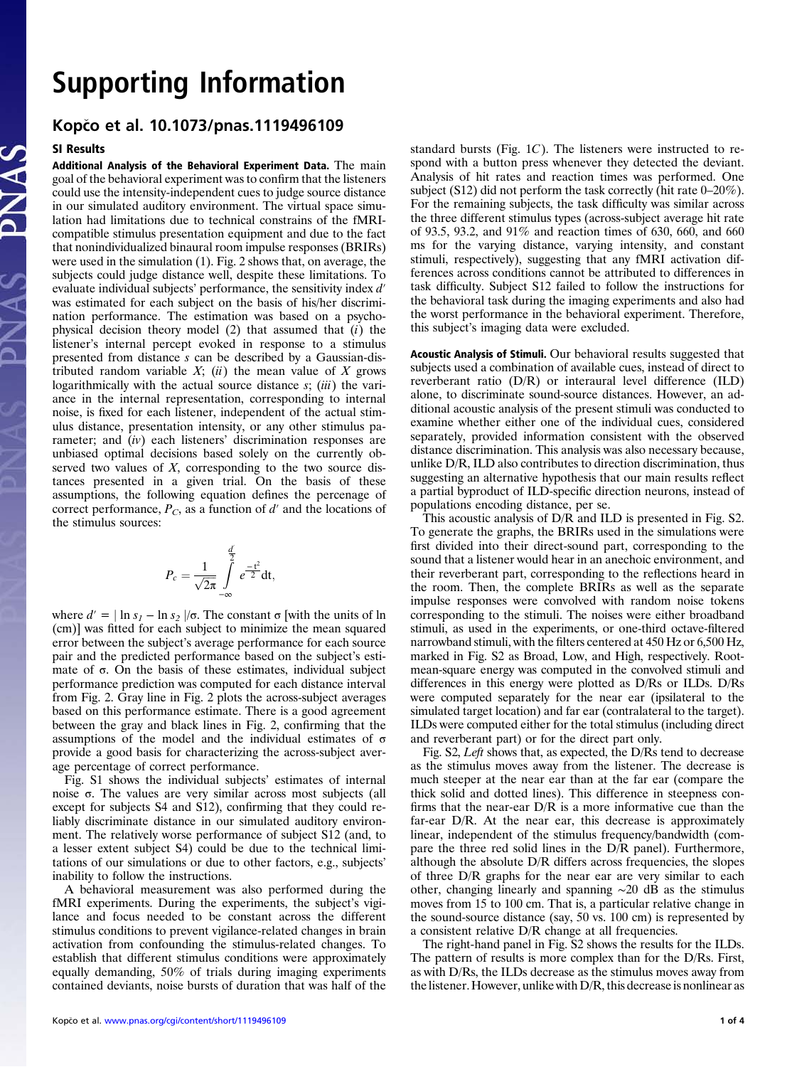# Supporting Information

## Kopčo et al. 10.1073/pnas.1119496109

### SI Results

**Additional Analysis of the Behavioral Experiment Data.** The main goal of the behavioral experiment was to confirm that the listeners could use the intensity-independent cues to judge source distance in our simulated auditory environment. The virtual space simulation had limitations due to technical constrains of the fMRI-compatible stimulus presentation equipment and due to the fact that nonindividualized binaural room impulse responses (BRIRs) were used in the simulation (1). Fig. 2 shows that, on average, the subjects could judge distance well, despite these limitations. To evaluate individual subjects' performance, the sensitivity index $d'$ was estimated for each subject on the basis of his/her discrimination performance. The estimation was based on a psychophysical decision theory model (2) that assumed that (*i*) the listener's internal percept evoked in response to a stimulus presented from distance $s$ can be described by a Gaussian-distributed random variable $X$; (*ii*) the mean value of $X$ grows logarithmically with the actual source distance $s$; (*iii*) the variance in the internal representation, corresponding to internal noise, is fixed for each listener, independent of the actual stimulus distance, presentation intensity, or any other stimulus parameter; and (*iv*) each listeners' discrimination responses are unbiased optimal decisions based solely on the currently observed two values of $X$, corresponding to the two source distances presented in a given trial. On the basis of these assumptions, the following equation defines the percentage of correct performance, $P_C$, as a function of $d'$ and the locations of the stimulus sources:

$$P_c = \frac{1}{\sqrt{2\pi}} \int_{-\infty}^{\frac{d'}{2}} e^{\frac{-t^2}{2}} \mathrm{d}t,$$

where $d' = |\ln s_1 - \ln s_2|/\sigma$. The constant $\sigma$ [with the units of ln (cm)] was fitted for each subject to minimize the mean squared error between the subject's average performance for each source pair and the predicted performance based on the subject's estimate of $\sigma$. On the basis of these estimates, individual subject performance prediction was computed for each distance interval from Fig. 2. Gray line in Fig. 2 plots the across-subject averages based on this performance estimate. There is a good agreement between the gray and black lines in Fig. 2, confirming that the assumptions of the model and the individual estimates of $\sigma$ provide a good basis for characterizing the across-subject average percentage of correct performance.

Fig. S1 shows the individual subjects' estimates of internal noise $\sigma$. The values are very similar across most subjects (all except for subjects S4 and S12), confirming that they could reliably discriminate distance in our simulated auditory environment. The relatively worse performance of subject S12 (and, to a lesser extent subject S4) could be due to the technical limitations of our simulations or due to other factors, e.g., subjects' inability to follow the instructions.

A behavioral measurement was also performed during the fMRI experiments. During the experiments, the subject's vigilance and focus needed to be constant across the different stimulus conditions to prevent vigilance-related changes in brain activation from confounding the stimulus-related changes. To establish that different stimulus conditions were approximately equally demanding, 50% of trials during imaging experiments contained deviants, noise bursts of duration that was half of the standard bursts (Fig. 1*C*). The listeners were instructed to respond with a button press whenever they detected the deviant. Analysis of hit rates and reaction times was performed. One subject (S12) did not perform the task correctly (hit rate 0–20%). For the remaining subjects, the task difficulty was similar across the three different stimulus types (across-subject average hit rate of 93.5, 93.2, and 91% and reaction times of 630, 660, and 660 ms for the varying distance, varying intensity, and constant stimuli, respectively), suggesting that any fMRI activation differences across conditions cannot be attributed to differences in task difficulty. Subject S12 failed to follow the instructions for the behavioral task during the imaging experiments and also had the worst performance in the behavioral experiment. Therefore, this subject's imaging data were excluded.

**Acoustic Analysis of Stimuli.** Our behavioral results suggested that subjects used a combination of available cues, instead of direct to reverberant ratio (D/R) or interaural level difference (ILD) alone, to discriminate sound-source distances. However, an additional acoustic analysis of the present stimuli was conducted to examine whether either one of the individual cues, considered separately, provided information consistent with the observed distance discrimination. This analysis was also necessary because, unlike D/R, ILD also contributes to direction discrimination, thus suggesting an alternative hypothesis that our main results reflect a partial byproduct of ILD-specific direction neurons, instead of populations encoding distance, per se.

This acoustic analysis of D/R and ILD is presented in Fig. S2. To generate the graphs, the BRIRs used in the simulations were first divided into their direct-sound part, corresponding to the sound that a listener would hear in an anechoic environment, and their reverberant part, corresponding to the reflections heard in the room. Then, the complete BRIRs as well as the separate impulse responses were convolved with random noise tokens corresponding to the stimuli. The noises were either broadband stimuli, as used in the experiments, or one-third octave-filtered narrowband stimuli, with the filters centered at 450 Hz or 6,500 Hz, marked in Fig. S2 as Broad, Low, and High, respectively. Root-mean-square energy was computed in the convolved stimuli and differences in this energy were plotted as D/Rs or ILDs. D/Rs were computed separately for the near ear (ipsilateral to the simulated target location) and far ear (contralateral to the target). ILDs were computed either for the total stimulus (including direct and reverberant part) or for the direct part only.

Fig. S2, *Left* shows that, as expected, the D/Rs tend to decrease as the stimulus moves away from the listener. The decrease is much steeper at the near ear than at the far ear (compare the thick solid and dotted lines). This difference in steepness confirms that the near-ear D/R is a more informative cue than the far-ear D/R. At the near ear, this decrease is approximately linear, independent of the stimulus frequency/bandwidth (compare the three red solid lines in the D/R panel). Furthermore, although the absolute D/R differs across frequencies, the slopes of three D/R graphs for the near ear are very similar to each other, changing linearly and spanning ∼20 dB as the stimulus moves from 15 to 100 cm. That is, a particular relative change in the sound-source distance (say, 50 vs. 100 cm) is represented by a consistent relative D/R change at all frequencies.

The right-hand panel in Fig. S2 shows the results for the ILDs. The pattern of results is more complex than for the D/Rs. First, as with D/Rs, the ILDs decrease as the stimulus moves away from the listener. However, unlike with D/R, this decrease is nonlinear as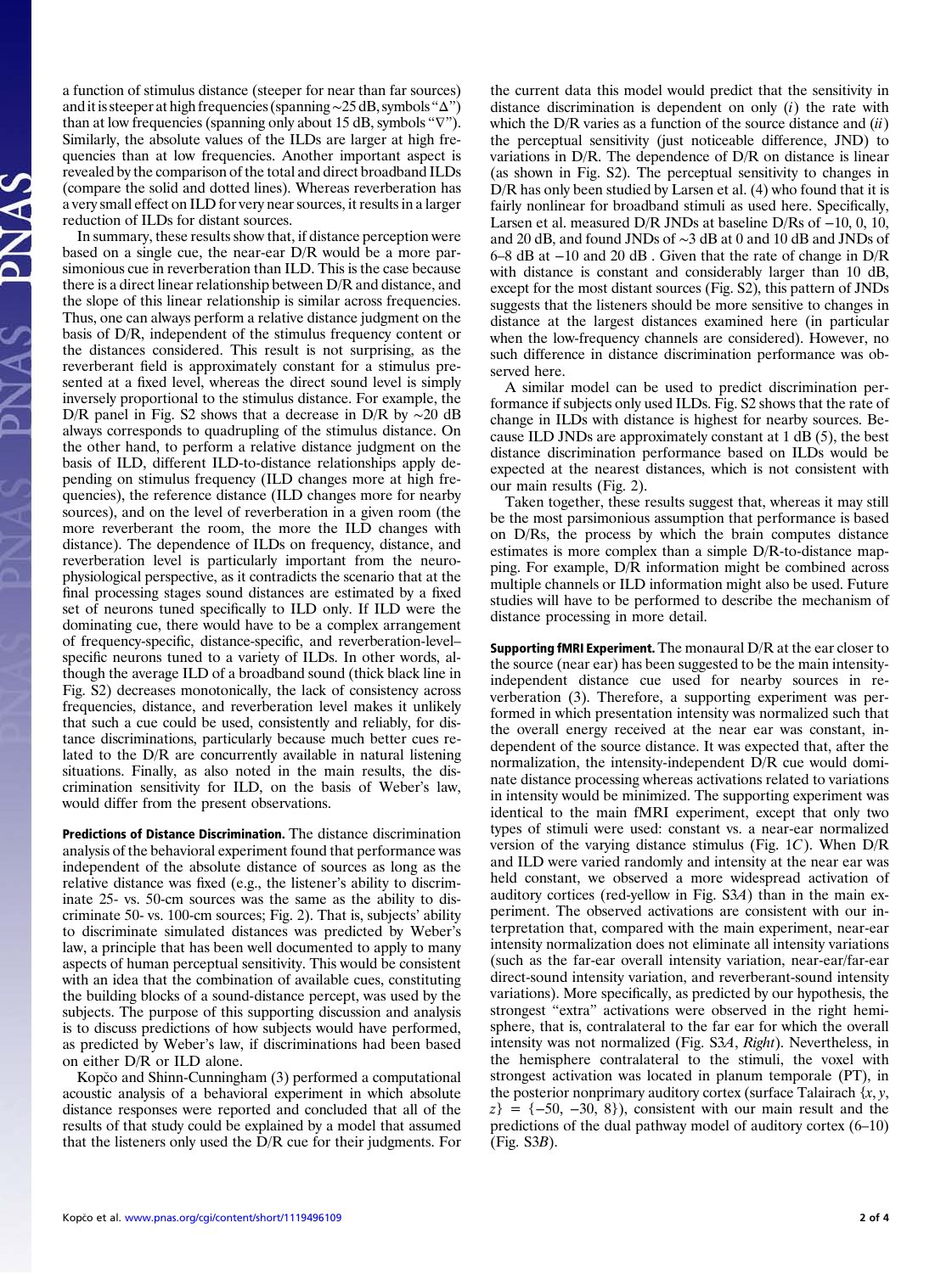a function of stimulus distance (steeper for near than far sources) and it is steeper at high frequencies (spanning ∼25 dB, symbols "Δ") than at low frequencies (spanning only about 15 dB, symbols "∇"). Similarly, the absolute values of the ILDs are larger at high frequencies than at low frequencies. Another important aspect is revealed by the comparison of the total and direct broadband ILDs (compare the solid and dotted lines). Whereas reverberation has a very small effect on ILD for very near sources, it results in a larger reduction of ILDs for distant sources.

In summary, these results show that, if distance perception were based on a single cue, the near-ear D/R would be a more parsimonious cue in reverberation than ILD. This is the case because there is a direct linear relationship between D/R and distance, and the slope of this linear relationship is similar across frequencies. Thus, one can always perform a relative distance judgment on the basis of D/R, independent of the stimulus frequency content or the distances considered. This result is not surprising, as the reverberant field is approximately constant for a stimulus presented at a fixed level, whereas the direct sound level is simply inversely proportional to the stimulus distance. For example, the D/R panel in Fig. S2 shows that a decrease in D/R by ∼20 dB always corresponds to quadrupling of the stimulus distance. On the other hand, to perform a relative distance judgment on the basis of ILD, different ILD-to-distance relationships apply depending on stimulus frequency (ILD changes more at high frequencies), the reference distance (ILD changes more for nearby sources), and on the level of reverberation in a given room (the more reverberant the room, the more the ILD changes with distance). The dependence of ILDs on frequency, distance, and reverberation level is particularly important from the neurophysiological perspective, as it contradicts the scenario that at the final processing stages sound distances are estimated by a fixed set of neurons tuned specifically to ILD only. If ILD were the dominating cue, there would have to be a complex arrangement of frequency-specific, distance-specific, and reverberation-level–specific neurons tuned to a variety of ILDs. In other words, although the average ILD of a broadband sound (thick black line in Fig. S2) decreases monotonically, the lack of consistency across frequencies, distance, and reverberation level makes it unlikely that such a cue could be used, consistently and reliably, for distance discriminations, particularly because much better cues related to the D/R are concurrently available in natural listening situations. Finally, as also noted in the main results, the discrimination sensitivity for ILD, on the basis of Weber's law, would differ from the present observations.

**Predictions of Distance Discrimination.** The distance discrimination analysis of the behavioral experiment found that performance was independent of the absolute distance of sources as long as the relative distance was fixed (e.g., the listener's ability to discriminate 25- vs. 50-cm sources was the same as the ability to discriminate 50- vs. 100-cm sources; Fig. 2). That is, subjects' ability to discriminate simulated distances was predicted by Weber's law, a principle that has been well documented to apply to many aspects of human perceptual sensitivity. This would be consistent with an idea that the combination of available cues, constituting the building blocks of a sound-distance percept, was used by the subjects. The purpose of this supporting discussion and analysis is to discuss predictions of how subjects would have performed, as predicted by Weber's law, if discriminations had been based on either D/R or ILD alone.

Kopčo and Shinn-Cunningham (3) performed a computational acoustic analysis of a behavioral experiment in which absolute distance responses were reported and concluded that all of the results of that study could be explained by a model that assumed that the listeners only used the D/R cue for their judgments. For the current data this model would predict that the sensitivity in distance discrimination is dependent on only (*i*) the rate with which the D/R varies as a function of the source distance and (*ii*) the perceptual sensitivity (just noticeable difference, JND) to variations in D/R. The dependence of D/R on distance is linear (as shown in Fig. S2). The perceptual sensitivity to changes in D/R has only been studied by Larsen et al. (4) who found that it is fairly nonlinear for broadband stimuli as used here. Specifically, Larsen et al. measured D/R JNDs at baseline D/Rs of −10, 0, 10, and 20 dB, and found JNDs of ∼3 dB at 0 and 10 dB and JNDs of 6–8 dB at −10 and 20 dB . Given that the rate of change in D/R with distance is constant and considerably larger than 10 dB, except for the most distant sources (Fig. S2), this pattern of JNDs suggests that the listeners should be more sensitive to changes in distance at the largest distances examined here (in particular when the low-frequency channels are considered). However, no such difference in distance discrimination performance was observed here.

A similar model can be used to predict discrimination performance if subjects only used ILDs. Fig. S2 shows that the rate of change in ILDs with distance is highest for nearby sources. Because ILD JNDs are approximately constant at 1 dB (5), the best distance discrimination performance based on ILDs would be expected at the nearest distances, which is not consistent with our main results (Fig. 2).

Taken together, these results suggest that, whereas it may still be the most parsimonious assumption that performance is based on D/Rs, the process by which the brain computes distance estimates is more complex than a simple D/R-to-distance mapping. For example, D/R information might be combined across multiple channels or ILD information might also be used. Future studies will have to be performed to describe the mechanism of distance processing in more detail.

**Supporting fMRI Experiment.** The monaural D/R at the ear closer to the source (near ear) has been suggested to be the main intensity-independent distance cue used for nearby sources in reverberation (3). Therefore, a supporting experiment was performed in which presentation intensity was normalized such that the overall energy received at the near ear was constant, independent of the source distance. It was expected that, after the normalization, the intensity-independent D/R cue would dominate distance processing whereas activations related to variations in intensity would be minimized. The supporting experiment was identical to the main fMRI experiment, except that only two types of stimuli were used: constant vs. a near-ear normalized version of the varying distance stimulus (Fig. 1*C*). When D/R and ILD were varied randomly and intensity at the near ear was held constant, we observed a more widespread activation of auditory cortices (red-yellow in Fig. S3*A*) than in the main experiment. The observed activations are consistent with our interpretation that, compared with the main experiment, near-ear intensity normalization does not eliminate all intensity variations (such as the far-ear overall intensity variation, near-ear/far-ear direct-sound intensity variation, and reverberant-sound intensity variations). More specifically, as predicted by our hypothesis, the strongest "extra" activations were observed in the right hemisphere, that is, contralateral to the far ear for which the overall intensity was not normalized (Fig. S3*A*, *Right*). Nevertheless, in the hemisphere contralateral to the stimuli, the voxel with strongest activation was located in planum temporale (PT), in the posterior nonprimary auditory cortex (surface Talairach $\{x, y, z\} = \{-50, -30, 8\}$), consistent with our main result and the predictions of the dual pathway model of auditory cortex (6–10) (Fig. S3*B*).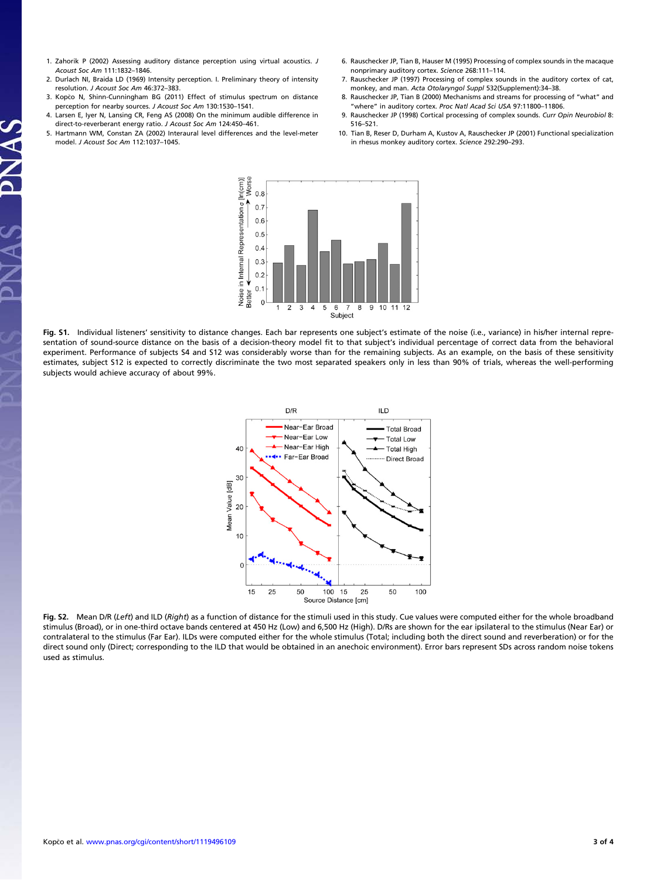1. Zahorik P (2002) Assessing auditory distance perception using virtual acoustics. *J Acoust Soc Am* 111:1832–1846.
2. Durlach NI, Braida LD (1969) Intensity perception. I. Preliminary theory of intensity resolution. *J Acoust Soc Am* 46:372–383.
3. Kopčo N, Shinn-Cunningham BG (2011) Effect of stimulus spectrum on distance perception for nearby sources. *J Acoust Soc Am* 130:1530–1541.
4. Larsen E, Iyer N, Lansing CR, Feng AS (2008) On the minimum audible difference in direct-to-reverberant energy ratio. *J Acoust Soc Am* 124:450–461.
5. Hartmann WM, Constan ZA (2002) Interaural level differences and the level-meter model. *J Acoust Soc Am* 112:1037–1045.
6. Rauschecker JP, Tian B, Hauser M (1995) Processing of complex sounds in the macaque nonprimary auditory cortex. *Science* 268:111–114.
7. Rauschecker JP (1997) Processing of complex sounds in the auditory cortex of cat, monkey, and man. *Acta Otolaryngol Suppl* 532(Supplement):34–38.
8. Rauschecker JP, Tian B (2000) Mechanisms and streams for processing of "what" and "where" in auditory cortex. *Proc Natl Acad Sci USA* 97:11800–11806.
9. Rauschecker JP (1998) Cortical processing of complex sounds. *Curr Opin Neurobiol* 8: 516–521.
10. Tian B, Reser D, Durham A, Kustov A, Rauschecker JP (2001) Functional specialization in rhesus monkey auditory cortex. *Science* 292:290–293.

**Fig. S1.** Individual listeners' sensitivity to distance changes. Each bar represents one subject's estimate of the noise (i.e., variance) in his/her internal representation of sound-source distance on the basis of a decision-theory model fit to that subject's individual percentage of correct data from the behavioral experiment. Performance of subjects S4 and S12 was considerably worse than for the remaining subjects. As an example, on the basis of these sensitivity estimates, subject S12 is expected to correctly discriminate the two most separated speakers only in less than 90% of trials, whereas the well-performing subjects would achieve accuracy of about 99%.

**Fig. S2.** Mean D/R (*Left*) and ILD (*Right*) as a function of distance for the stimuli used in this study. Cue values were computed either for the whole broadband stimulus (Broad), or in one-third octave bands centered at 450 Hz (Low) and 6,500 Hz (High). D/Rs are shown for the ear ipsilateral to the stimulus (Near Ear) or contralateral to the stimulus (Far Ear). ILDs were computed either for the whole stimulus (Total; including both the direct sound and reverberation) or for the direct sound only (Direct; corresponding to the ILD that would be obtained in an anechoic environment). Error bars represent SDs across random noise tokens used as stimulus.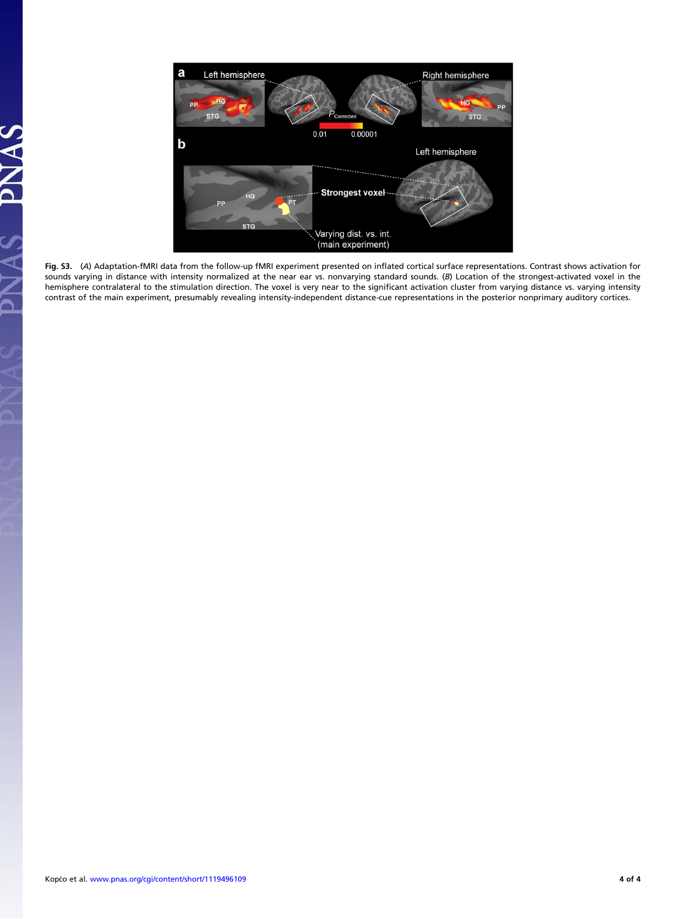a Left hemisphere

PP HG PT STG

Right hemisphere

HG PP STG

$P_{Corrected}$

0.01 0.00001

b Left hemisphere

PP HG PT STG

Strongest voxel

Varying dist. vs. int. (main experiment)

**Fig. S3.** (*A*) Adaptation-fMRI data from the follow-up fMRI experiment presented on inflated cortical surface representations. Contrast shows activation for sounds varying in distance with intensity normalized at the near ear vs. nonvarying standard sounds. (*B*) Location of the strongest-activated voxel in the hemisphere contralateral to the stimulation direction. The voxel is very near to the significant activation cluster from varying distance vs. varying intensity contrast of the main experiment, presumably revealing intensity-independent distance-cue representations in the posterior nonprimary auditory cortices.